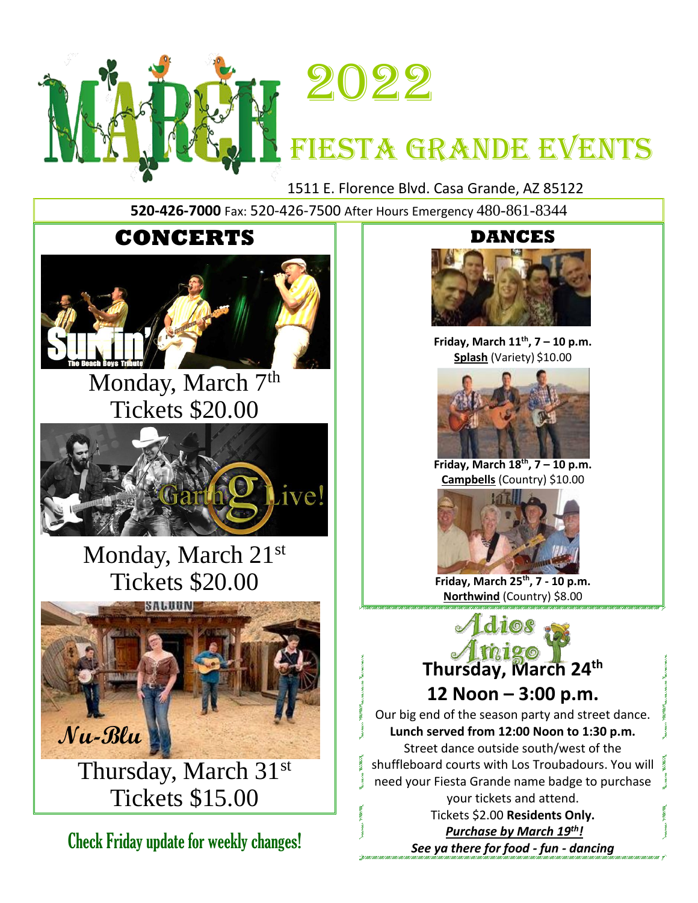# MARCH 2022

## FIESTA GRANDE EVENTS

1511 E. Florence Blvd. Casa Grande, AZ 85122

**520-426-7000** Fax: 520-426-7500 After Hours Emergency 480-861-8344

## CONCERTS

Surfin' – The Beach Boys Tribute

Monday, March 7th
Tickets $20.00

Garth Live!

Monday, March 21st
Tickets $20.00

Nu-Blu

Thursday, March 31st
Tickets $15.00

Check Friday update for weekly changes!

## DANCES

**Friday, March 11th, 7 – 10 p.m.**
**Splash** (Variety) $10.00

**Friday, March 18th, 7 – 10 p.m.**
**Campbells** (Country) $10.00

**Friday, March 25th, 7 - 10 p.m.**
**Northwind** (Country) $8.00

## Adios Amigo

### Thursday, March 24th

### 12 Noon – 3:00 p.m.

Our big end of the season party and street dance.

**Lunch served from 12:00 Noon to 1:30 p.m.**

Street dance outside south/west of the shuffleboard courts with Los Troubadours. You will need your Fiesta Grande name badge to purchase your tickets and attend.

Tickets $2.00 **Residents Only.**

***Purchase by March 19th!***

***See ya there for food - fun - dancing***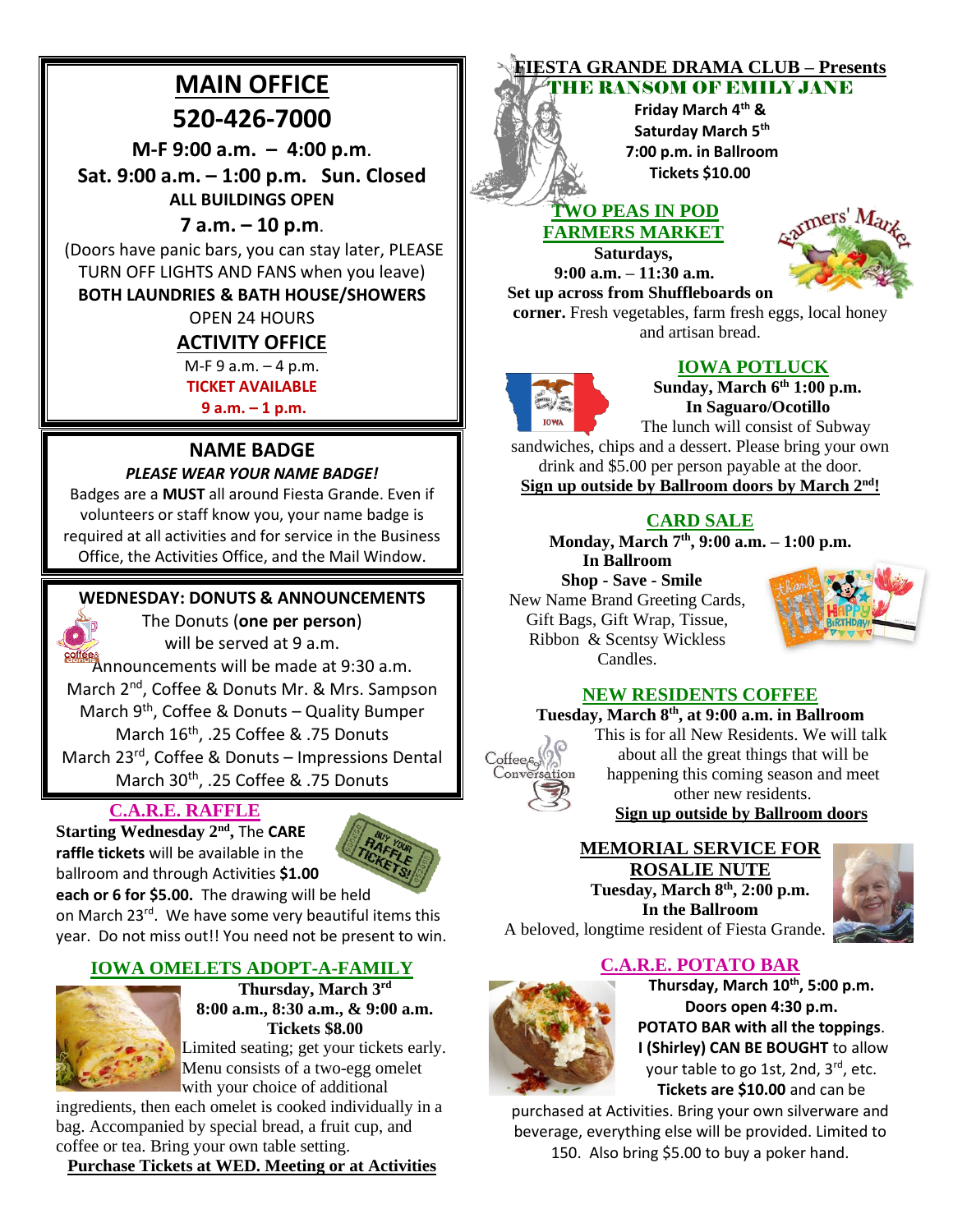# MAIN OFFICE

# 520-426-7000

**M-F 9:00 a.m. – 4:00 p.m.**

**Sat. 9:00 a.m. – 1:00 p.m. Sun. Closed**

**ALL BUILDINGS OPEN**

**7 a.m. – 10 p.m.**

(Doors have panic bars, you can stay later, PLEASE TURN OFF LIGHTS AND FANS when you leave)

**BOTH LAUNDRIES & BATH HOUSE/SHOWERS**

OPEN 24 HOURS

## ACTIVITY OFFICE

M-F 9 a.m. – 4 p.m.

**TICKET AVAILABLE**

**9 a.m. – 1 p.m.**

## NAME BADGE

***PLEASE WEAR YOUR NAME BADGE!***

Badges are a **MUST** all around Fiesta Grande. Even if volunteers or staff know you, your name badge is required at all activities and for service in the Business Office, the Activities Office, and the Mail Window.

## WEDNESDAY: DONUTS & ANNOUNCEMENTS

The Donuts (**one per person**) will be served at 9 a.m.

Announcements will be made at 9:30 a.m.

March 2nd, Coffee & Donuts Mr. & Mrs. Sampson

March 9th, Coffee & Donuts – Quality Bumper

March 16th, .25 Coffee & .75 Donuts

March 23rd, Coffee & Donuts – Impressions Dental

March 30th, .25 Coffee & .75 Donuts

## C.A.R.E. RAFFLE

**Starting Wednesday 2nd,** The **CARE raffle tickets** will be available in the ballroom and through Activities **$1.00 each or 6 for $5.00.** The drawing will be held on March 23rd. We have some very beautiful items this year. Do not miss out!! You need not be present to win.

## IOWA OMELETS ADOPT-A-FAMILY

**Thursday, March 3rd**

**8:00 a.m., 8:30 a.m., & 9:00 a.m.**

**Tickets $8.00**

Limited seating; get your tickets early. Menu consists of a two-egg omelet with your choice of additional ingredients, then each omelet is cooked individually in a bag. Accompanied by special bread, a fruit cup, and coffee or tea. Bring your own table setting.

**Purchase Tickets at WED. Meeting or at Activities**

## FIESTA GRANDE DRAMA CLUB – Presents

## THE RANSOM OF EMILY JANE

**Friday March 4th &**

**Saturday March 5th**

**7:00 p.m. in Ballroom**

**Tickets $10.00**

## TWO PEAS IN POD FARMERS MARKET

**Saturdays,**

**9:00 a.m. – 11:30 a.m.**

**Set up across from Shuffleboards on corner.** Fresh vegetables, farm fresh eggs, local honey and artisan bread.

## IOWA POTLUCK

**Sunday, March 6th 1:00 p.m.**

**In Saguaro/Ocotillo**

The lunch will consist of Subway sandwiches, chips and a dessert. Please bring your own drink and $5.00 per person payable at the door.

**Sign up outside by Ballroom doors by March 2nd!**

## CARD SALE

**Monday, March 7th, 9:00 a.m. – 1:00 p.m.**

**In Ballroom**

**Shop - Save - Smile**

New Name Brand Greeting Cards, Gift Bags, Gift Wrap, Tissue, Ribbon & Scentsy Wickless Candles.

## NEW RESIDENTS COFFEE

**Tuesday, March 8th, at 9:00 a.m. in Ballroom**

This is for all New Residents. We will talk about all the great things that will be happening this coming season and meet other new residents.

**Sign up outside by Ballroom doors**

## MEMORIAL SERVICE FOR ROSALIE NUTE

**Tuesday, March 8th, 2:00 p.m.**

**In the Ballroom**

A beloved, longtime resident of Fiesta Grande.

## C.A.R.E. POTATO BAR

**Thursday, March 10th, 5:00 p.m.**

**Doors open 4:30 p.m.**

**POTATO BAR with all the toppings**. **I (Shirley) CAN BE BOUGHT** to allow your table to go 1st, 2nd, 3rd, etc. **Tickets are $10.00** and can be purchased at Activities. Bring your own silverware and beverage, everything else will be provided. Limited to 150. Also bring $5.00 to buy a poker hand.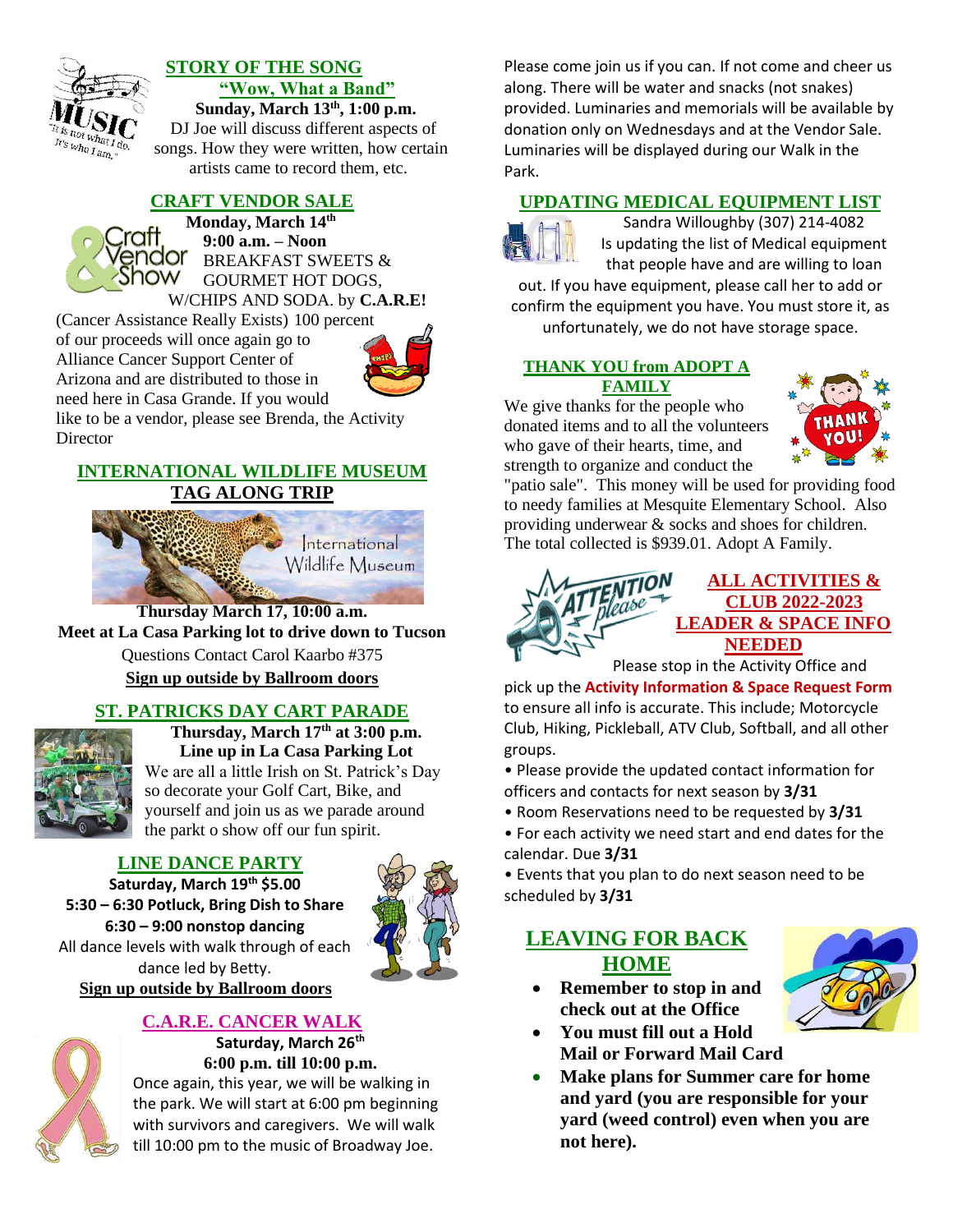## STORY OF THE SONG

## "Wow, What a Band"

**Sunday, March 13th, 1:00 p.m.**

DJ Joe will discuss different aspects of songs. How they were written, how certain artists came to record them, etc.

## CRAFT VENDOR SALE

**Monday, March 14th**

**9:00 a.m. – Noon**

BREAKFAST SWEETS & GOURMET HOT DOGS, W/CHIPS AND SODA. by **C.A.R.E!** (Cancer Assistance Really Exists) 100 percent of our proceeds will once again go to Alliance Cancer Support Center of Arizona and are distributed to those in need here in Casa Grande. If you would like to be a vendor, please see Brenda, the Activity Director

## INTERNATIONAL WILDLIFE MUSEUM TAG ALONG TRIP

**Thursday March 17, 10:00 a.m.**

**Meet at La Casa Parking lot to drive down to Tucson**

Questions Contact Carol Kaarbo #375

**Sign up outside by Ballroom doors**

## ST. PATRICKS DAY CART PARADE

**Thursday, March 17th at 3:00 p.m.**

**Line up in La Casa Parking Lot**

We are all a little Irish on St. Patrick's Day so decorate your Golf Cart, Bike, and yourself and join us as we parade around the parkt o show off our fun spirit.

## LINE DANCE PARTY

**Saturday, March 19th $5.00**

**5:30 – 6:30 Potluck, Bring Dish to Share**

**6:30 – 9:00 nonstop dancing**

All dance levels with walk through of each dance led by Betty.

**Sign up outside by Ballroom doors**

## C.A.R.E. CANCER WALK

**Saturday, March 26th**

**6:00 p.m. till 10:00 p.m.**

Once again, this year, we will be walking in the park. We will start at 6:00 pm beginning with survivors and caregivers. We will walk till 10:00 pm to the music of Broadway Joe.

Please come join us if you can. If not come and cheer us along. There will be water and snacks (not snakes) provided. Luminaries and memorials will be available by donation only on Wednesdays and at the Vendor Sale. Luminaries will be displayed during our Walk in the Park.

## UPDATING MEDICAL EQUIPMENT LIST

Sandra Willoughby (307) 214-4082 Is updating the list of Medical equipment that people have and are willing to loan out. If you have equipment, please call her to add or confirm the equipment you have. You must store it, as unfortunately, we do not have storage space.

## THANK YOU from ADOPT A FAMILY

We give thanks for the people who donated items and to all the volunteers who gave of their hearts, time, and strength to organize and conduct the "patio sale". This money will be used for providing food to needy families at Mesquite Elementary School. Also providing underwear & socks and shoes for children. The total collected is $939.01. Adopt A Family.

## ALL ACTIVITIES & CLUB 2022-2023 LEADER & SPACE INFO NEEDED

Please stop in the Activity Office and pick up the **Activity Information & Space Request Form** to ensure all info is accurate. This include; Motorcycle Club, Hiking, Pickleball, ATV Club, Softball, and all other groups.

- Please provide the updated contact information for officers and contacts for next season by **3/31**
- Room Reservations need to be requested by **3/31**
- For each activity we need start and end dates for the calendar. Due **3/31**
- Events that you plan to do next season need to be scheduled by **3/31**

## LEAVING FOR BACK HOME

- **Remember to stop in and check out at the Office**
- **You must fill out a Hold Mail or Forward Mail Card**
- **Make plans for Summer care for home and yard (you are responsible for your yard (weed control) even when you are not here).**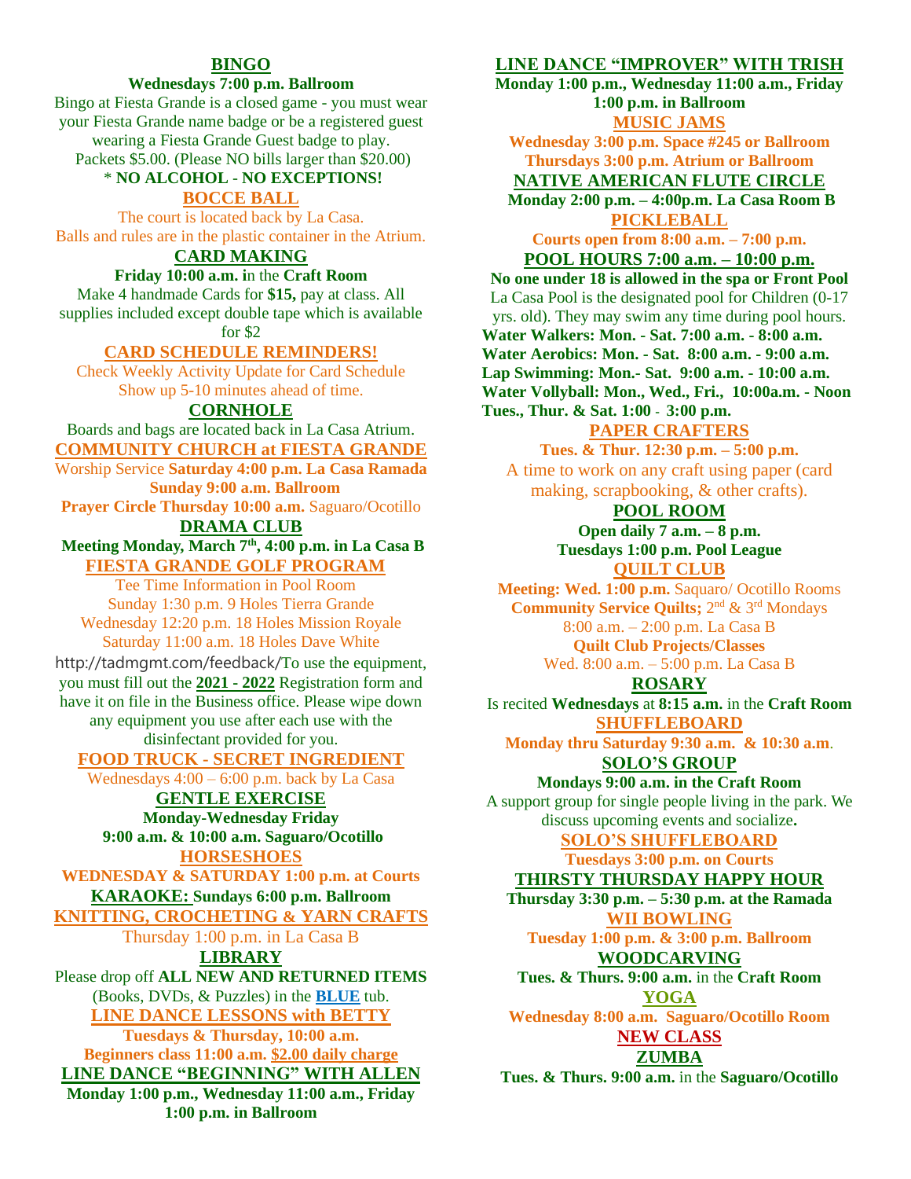## BINGO

**Wednesdays 7:00 p.m. Ballroom**

Bingo at Fiesta Grande is a closed game - you must wear your Fiesta Grande name badge or be a registered guest wearing a Fiesta Grande Guest badge to play. Packets $5.00. (Please NO bills larger than $20.00)

* **NO ALCOHOL - NO EXCEPTIONS!**

## BOCCE BALL

The court is located back by La Casa.
Balls and rules are in the plastic container in the Atrium.

## CARD MAKING

**Friday 10:00 a.m. i**n the **Craft Room**

Make 4 handmade Cards for **$15,** pay at class. All supplies included except double tape which is available for $2

## CARD SCHEDULE REMINDERS!

Check Weekly Activity Update for Card Schedule
Show up 5-10 minutes ahead of time.

## CORNHOLE

Boards and bags are located back in La Casa Atrium.

## COMMUNITY CHURCH at FIESTA GRANDE

Worship Service **Saturday 4:00 p.m. La Casa Ramada**
**Sunday 9:00 a.m. Ballroom**
**Prayer Circle Thursday 10:00 a.m.** Saguaro/Ocotillo

## DRAMA CLUB

**Meeting Monday, March 7th, 4:00 p.m. in La Casa B**

## FIESTA GRANDE GOLF PROGRAM

Tee Time Information in Pool Room
Sunday 1:30 p.m. 9 Holes Tierra Grande
Wednesday 12:20 p.m. 18 Holes Mission Royale
Saturday 11:00 a.m. 18 Holes Dave White

http://tadmgmt.com/feedback/To use the equipment, you must fill out the **2021 - 2022** Registration form and have it on file in the Business office. Please wipe down any equipment you use after each use with the disinfectant provided for you.

## FOOD TRUCK - SECRET INGREDIENT

Wednesdays 4:00 – 6:00 p.m. back by La Casa

## GENTLE EXERCISE

**Monday-Wednesday Friday**
**9:00 a.m. & 10:00 a.m. Saguaro/Ocotillo**

## HORSESHOES

**WEDNESDAY & SATURDAY 1:00 p.m. at Courts**

## KARAOKE: Sundays 6:00 p.m. Ballroom

## KNITTING, CROCHETING & YARN CRAFTS

Thursday 1:00 p.m. in La Casa B

## LIBRARY

Please drop off **ALL NEW AND RETURNED ITEMS** (Books, DVDs, & Puzzles) in the **BLUE** tub.

## LINE DANCE LESSONS with BETTY

**Tuesdays & Thursday, 10:00 a.m.**
**Beginners class 11:00 a.m. $2.00 daily charge**

## LINE DANCE "BEGINNING" WITH ALLEN

**Monday 1:00 p.m., Wednesday 11:00 a.m., Friday 1:00 p.m. in Ballroom**

## LINE DANCE "IMPROVER" WITH TRISH

**Monday 1:00 p.m., Wednesday 11:00 a.m., Friday 1:00 p.m. in Ballroom**

## MUSIC JAMS

**Wednesday 3:00 p.m. Space #245 or Ballroom**
**Thursdays 3:00 p.m. Atrium or Ballroom**

## NATIVE AMERICAN FLUTE CIRCLE

**Monday 2:00 p.m. – 4:00p.m. La Casa Room B**

## PICKLEBALL

**Courts open from 8:00 a.m. – 7:00 p.m.**

## POOL HOURS 7:00 a.m. – 10:00 p.m.

**No one under 18 is allowed in the spa or Front Pool**

La Casa Pool is the designated pool for Children (0-17 yrs. old). They may swim any time during pool hours.

**Water Walkers: Mon. - Sat. 7:00 a.m. - 8:00 a.m.**
**Water Aerobics: Mon. - Sat. 8:00 a.m. - 9:00 a.m.**
**Lap Swimming: Mon.- Sat. 9:00 a.m. - 10:00 a.m.**
**Water Vollyball: Mon., Wed., Fri., 10:00a.m. - Noon**
**Tues., Thur. & Sat. 1:00 - 3:00 p.m.**

## PAPER CRAFTERS

**Tues. & Thur. 12:30 p.m. – 5:00 p.m.**

A time to work on any craft using paper (card making, scrapbooking, & other crafts).

## POOL ROOM

**Open daily 7 a.m. – 8 p.m.**
**Tuesdays 1:00 p.m. Pool League**

## QUILT CLUB

**Meeting: Wed. 1:00 p.m.** Saquaro/ Ocotillo Rooms
**Community Service Quilts;** 2nd & 3rd Mondays
8:00 a.m. – 2:00 p.m. La Casa B
**Quilt Club Projects/Classes**
Wed. 8:00 a.m. – 5:00 p.m. La Casa B

## ROSARY

Is recited **Wednesdays** at **8:15 a.m.** in the **Craft Room**

## SHUFFLEBOARD

**Monday thru Saturday 9:30 a.m. & 10:30 a.m**.

## SOLO'S GROUP

**Mondays 9:00 a.m. in the Craft Room**

A support group for single people living in the park. We discuss upcoming events and socialize**.**

## SOLO'S SHUFFLEBOARD

**Tuesdays 3:00 p.m. on Courts**

## THIRSTY THURSDAY HAPPY HOUR

**Thursday 3:30 p.m. – 5:30 p.m. at the Ramada**

## WII BOWLING

**Tuesday 1:00 p.m. & 3:00 p.m. Ballroom**

## WOODCARVING

**Tues. & Thurs. 9:00 a.m.** in the **Craft Room**

## YOGA

**Wednesday 8:00 a.m. Saguaro/Ocotillo Room**

## NEW CLASS

## ZUMBA

**Tues. & Thurs. 9:00 a.m.** in the **Saguaro/Ocotillo**